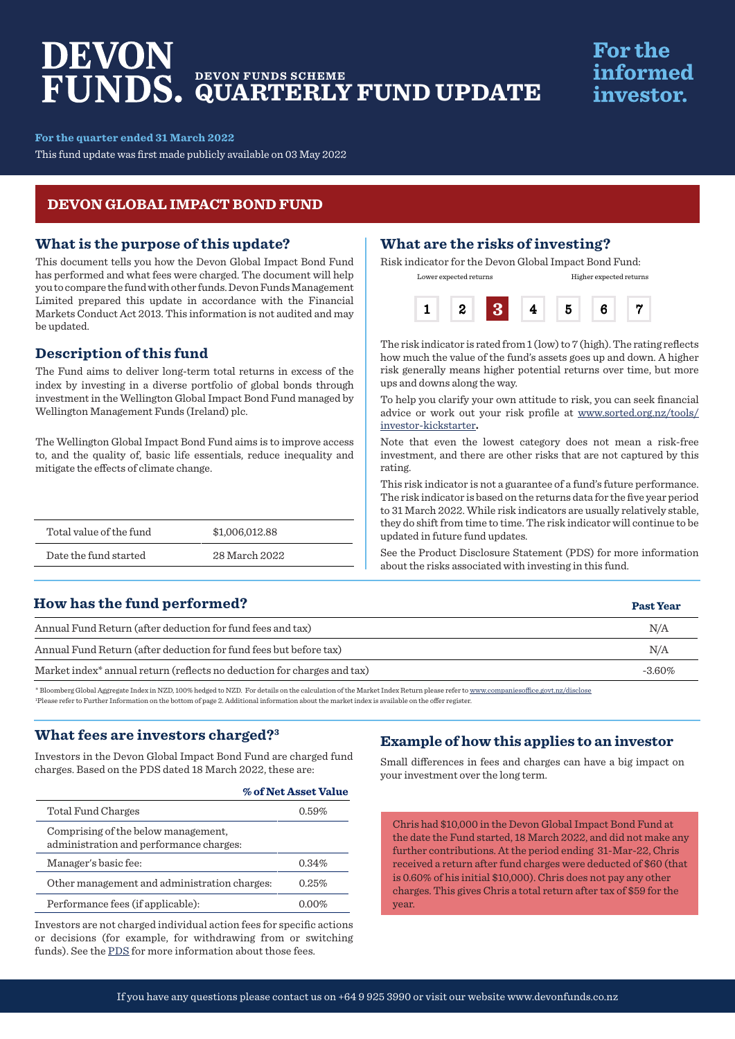# DEVON FUNDS.

DEVON FUNDS SCHEME

# QUARTERLY FUND UPDATE

For the informed investor.

**For the quarter ended 31 March 2022**

This fund update was first made publicly available on 03 May 2022

## DEVON GLOBAL IMPACT BOND FUND

### What is the purpose of this update?

This document tells you how the Devon Global Impact Bond Fund has performed and what fees were charged. The document will help you to compare the fund with other funds. Devon Funds Management Limited prepared this update in accordance with the Financial Markets Conduct Act 2013. This information is not audited and may be updated.

### Description of this fund

The Fund aims to deliver long-term total returns in excess of the index by investing in a diverse portfolio of global bonds through investment in the Wellington Global Impact Bond Fund managed by Wellington Management Funds (Ireland) plc.

The Wellington Global Impact Bond Fund aims is to improve access to, and the quality of, basic life essentials, reduce inequality and mitigate the effects of climate change.

| | |
|---|---|
| Total value of the fund | $1,006,012.88 |
| Date the fund started | 28 March 2022 |

### What are the risks of investing?

Risk indicator for the Devon Global Impact Bond Fund:

Lower expected returns — Higher expected returns

1 | 2 | **3** | 4 | 5 | 6 | 7

The risk indicator is rated from 1 (low) to 7 (high). The rating reflects how much the value of the fund's assets goes up and down. A higher risk generally means higher potential returns over time, but more ups and downs along the way.

To help you clarify your own attitude to risk, you can seek financial advice or work out your risk profile at www.sorted.org.nz/tools/investor-kickstarter.

Note that even the lowest category does not mean a risk-free investment, and there are other risks that are not captured by this rating.

This risk indicator is not a guarantee of a fund's future performance. The risk indicator is based on the returns data for the five year period to 31 March 2022. While risk indicators are usually relatively stable, they do shift from time to time. The risk indicator will continue to be updated in future fund updates.

See the Product Disclosure Statement (PDS) for more information about the risks associated with investing in this fund.

### How has the fund performed?

| | Past Year |
|---|---|
| Annual Fund Return (after deduction for fund fees and tax) | N/A |
| Annual Fund Return (after deduction for fund fees but before tax) | N/A |
| Market index* annual return (reflects no deduction for charges and tax) | -3.60% |

* Bloomberg Global Aggregate Index in NZD, 100% hedged to NZD. For details on the calculation of the Market Index Return please refer to www.companiesoffice.govt.nz/disclose

[1]Please refer to Further Information on the bottom of page 2. Additional information about the market index is available on the offer register.

### What fees are investors charged?[3]

Investors in the Devon Global Impact Bond Fund are charged fund charges. Based on the PDS dated 18 March 2022, these are:

| | % of Net Asset Value |
|---|---|
| Total Fund Charges | 0.59% |
| Comprising of the below management, administration and performance charges: | |
| Manager's basic fee: | 0.34% |
| Other management and administration charges: | 0.25% |
| Performance fees (if applicable): | 0.00% |

Investors are not charged individual action fees for specific actions or decisions (for example, for withdrawing from or switching funds). See the PDS for more information about those fees.

### Example of how this applies to an investor

Small differences in fees and charges can have a big impact on your investment over the long term.

Chris had $10,000 in the Devon Global Impact Bond Fund at the date the Fund started, 18 March 2022, and did not make any further contributions. At the period ending 31-Mar-22, Chris received a return after fund charges were deducted of $60 (that is 0.60% of his initial $10,000). Chris does not pay any other charges. This gives Chris a total return after tax of $59 for the year.

If you have any questions please contact us on +64 9 925 3990 or visit our website www.devonfunds.co.nz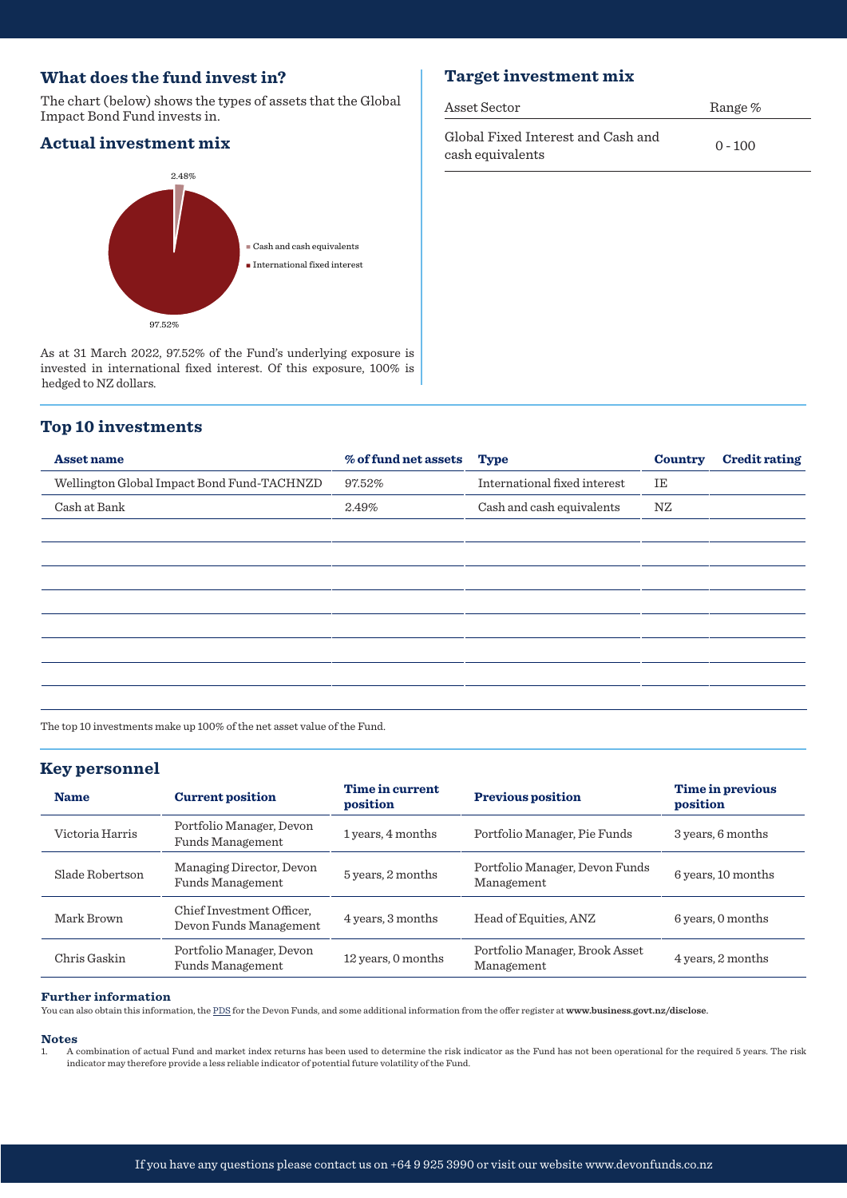## What does the fund invest in?

The chart (below) shows the types of assets that the Global Impact Bond Fund invests in.

## Actual investment mix

2.48%

Cash and cash equivalents

International fixed interest

97.52%

As at 31 March 2022, 97.52% of the Fund's underlying exposure is invested in international fixed interest. Of this exposure, 100% is hedged to NZ dollars.

## Target investment mix

| Asset Sector | Range % |
|---|---|
| Global Fixed Interest and Cash and cash equivalents | 0 - 100 |

## Top 10 investments

| Asset name | % of fund net assets | Type | Country | Credit rating |
|---|---|---|---|---|
| Wellington Global Impact Bond Fund-TACHNZD | 97.52% | International fixed interest | IE | |
| Cash at Bank | 2.49% | Cash and cash equivalents | NZ | |
| | | | | |
| | | | | |
| | | | | |
| | | | | |
| | | | | |
| | | | | |
| | | | | |
| | | | | |

The top 10 investments make up 100% of the net asset value of the Fund.

## Key personnel

| Name | Current position | Time in current position | Previous position | Time in previous position |
|---|---|---|---|---|
| Victoria Harris | Portfolio Manager, Devon Funds Management | 1 years, 4 months | Portfolio Manager, Pie Funds | 3 years, 6 months |
| Slade Robertson | Managing Director, Devon Funds Management | 5 years, 2 months | Portfolio Manager, Devon Funds Management | 6 years, 10 months |
| Mark Brown | Chief Investment Officer, Devon Funds Management | 4 years, 3 months | Head of Equities, ANZ | 6 years, 0 months |
| Chris Gaskin | Portfolio Manager, Devon Funds Management | 12 years, 0 months | Portfolio Manager, Brook Asset Management | 4 years, 2 months |

**Further information**

You can also obtain this information, the PDS for the Devon Funds, and some additional information from the offer register at **www.business.govt.nz/disclose**.

**Notes**

1. A combination of actual Fund and market index returns has been used to determine the risk indicator as the Fund has not been operational for the required 5 years. The risk indicator may therefore provide a less reliable indicator of potential future volatility of the Fund.

If you have any questions please contact us on +64 9 925 3990 or visit our website www.devonfunds.co.nz